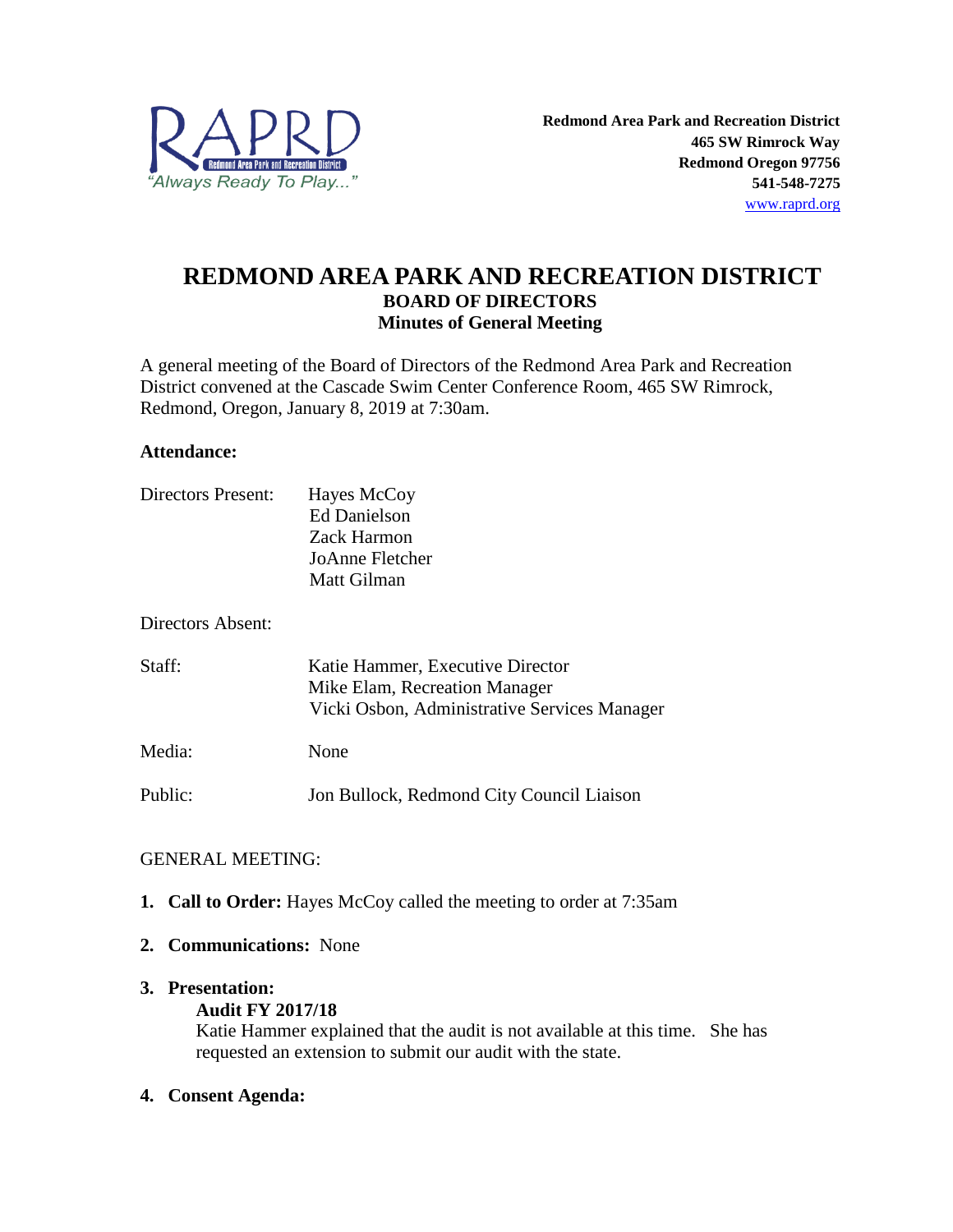RAPRD
Redmond Area Park and Recreation District
"Always Ready To Play..."

**Redmond Area Park and Recreation District**
**465 SW Rimrock Way**
**Redmond Oregon 97756**
**541-548-7275**
www.raprd.org

# REDMOND AREA PARK AND RECREATION DISTRICT
## BOARD OF DIRECTORS
### Minutes of General Meeting

A general meeting of the Board of Directors of the Redmond Area Park and Recreation District convened at the Cascade Swim Center Conference Room, 465 SW Rimrock, Redmond, Oregon, January 8, 2019 at 7:30am.

**Attendance:**

Directors Present: Hayes McCoy
Ed Danielson
Zack Harmon
JoAnne Fletcher
Matt Gilman

Directors Absent:

Staff: Katie Hammer, Executive Director
Mike Elam, Recreation Manager
Vicki Osbon, Administrative Services Manager

Media: None

Public: Jon Bullock, Redmond City Council Liaison

GENERAL MEETING:

1. **Call to Order:** Hayes McCoy called the meeting to order at 7:35am

2. **Communications:** None

3. **Presentation:**

   **Audit FY 2017/18**

   Katie Hammer explained that the audit is not available at this time. She has requested an extension to submit our audit with the state.

4. **Consent Agenda:**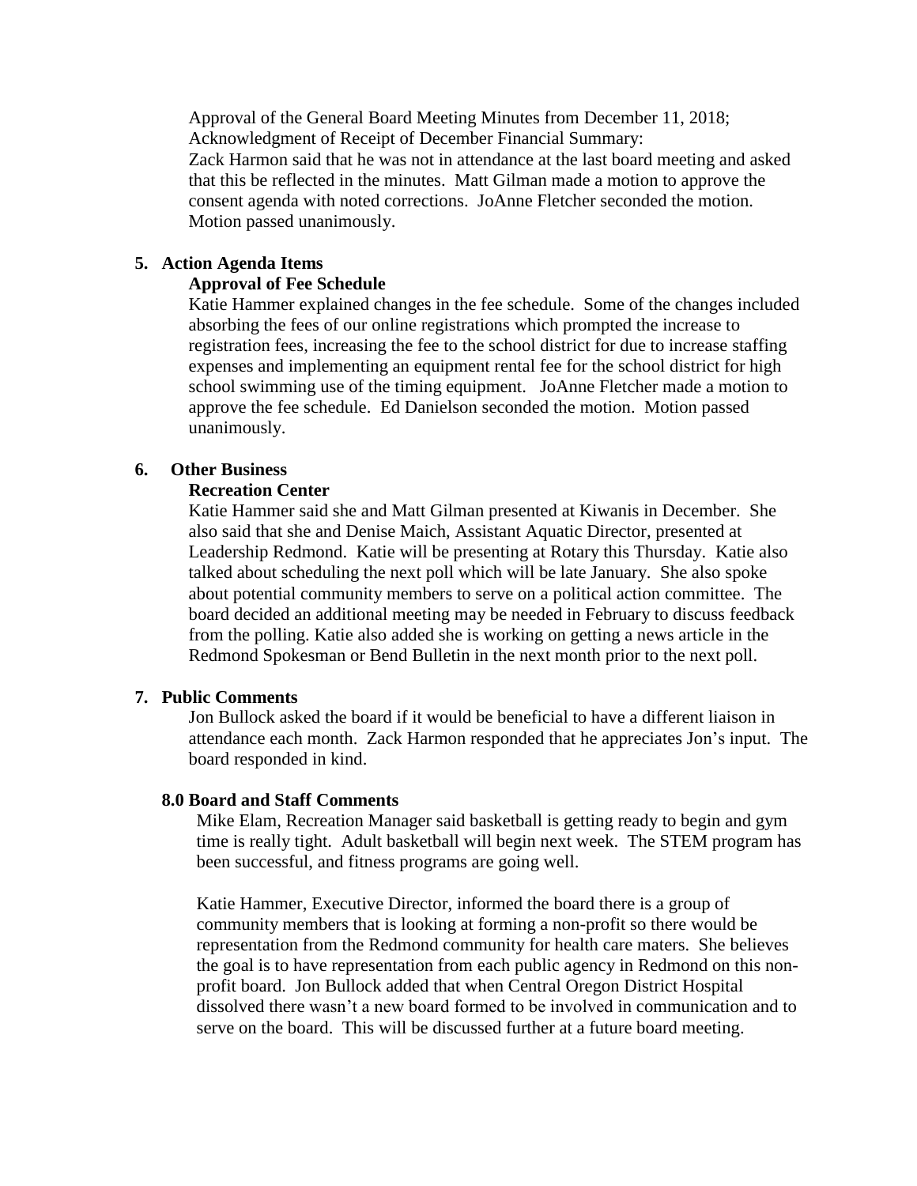Approval of the General Board Meeting Minutes from December 11, 2018;
Acknowledgment of Receipt of December Financial Summary:
Zack Harmon said that he was not in attendance at the last board meeting and asked that this be reflected in the minutes. Matt Gilman made a motion to approve the consent agenda with noted corrections. JoAnne Fletcher seconded the motion. Motion passed unanimously.

**5. Action Agenda Items**

**Approval of Fee Schedule**

Katie Hammer explained changes in the fee schedule. Some of the changes included absorbing the fees of our online registrations which prompted the increase to registration fees, increasing the fee to the school district for due to increase staffing expenses and implementing an equipment rental fee for the school district for high school swimming use of the timing equipment. JoAnne Fletcher made a motion to approve the fee schedule. Ed Danielson seconded the motion. Motion passed unanimously.

**6. Other Business**

**Recreation Center**

Katie Hammer said she and Matt Gilman presented at Kiwanis in December. She also said that she and Denise Maich, Assistant Aquatic Director, presented at Leadership Redmond. Katie will be presenting at Rotary this Thursday. Katie also talked about scheduling the next poll which will be late January. She also spoke about potential community members to serve on a political action committee. The board decided an additional meeting may be needed in February to discuss feedback from the polling. Katie also added she is working on getting a news article in the Redmond Spokesman or Bend Bulletin in the next month prior to the next poll.

**7. Public Comments**

Jon Bullock asked the board if it would be beneficial to have a different liaison in attendance each month. Zack Harmon responded that he appreciates Jon's input. The board responded in kind.

**8.0 Board and Staff Comments**

Mike Elam, Recreation Manager said basketball is getting ready to begin and gym time is really tight. Adult basketball will begin next week. The STEM program has been successful, and fitness programs are going well.

Katie Hammer, Executive Director, informed the board there is a group of community members that is looking at forming a non-profit so there would be representation from the Redmond community for health care maters. She believes the goal is to have representation from each public agency in Redmond on this non-profit board. Jon Bullock added that when Central Oregon District Hospital dissolved there wasn't a new board formed to be involved in communication and to serve on the board. This will be discussed further at a future board meeting.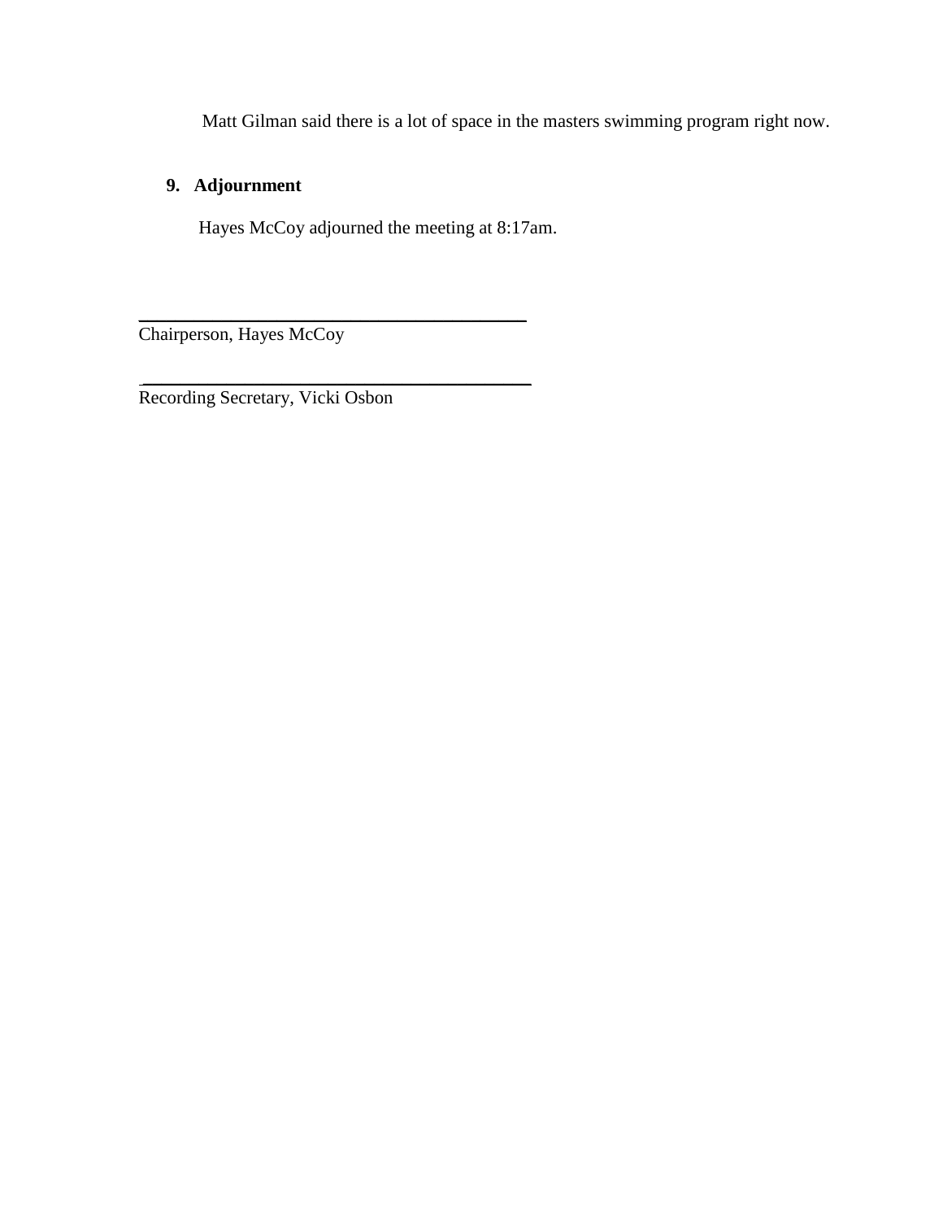Matt Gilman said there is a lot of space in the masters swimming program right now.

**9. Adjournment**

Hayes McCoy adjourned the meeting at 8:17am.

\_\_\_\_\_\_\_\_\_\_\_\_\_\_\_\_\_\_\_\_\_\_\_\_\_\_\_\_\_\_\_\_\_\_\_\_\_\_\_\_

Chairperson, Hayes McCoy

\_\_\_\_\_\_\_\_\_\_\_\_\_\_\_\_\_\_\_\_\_\_\_\_\_\_\_\_\_\_\_\_\_\_\_\_\_\_\_\_

Recording Secretary, Vicki Osbon